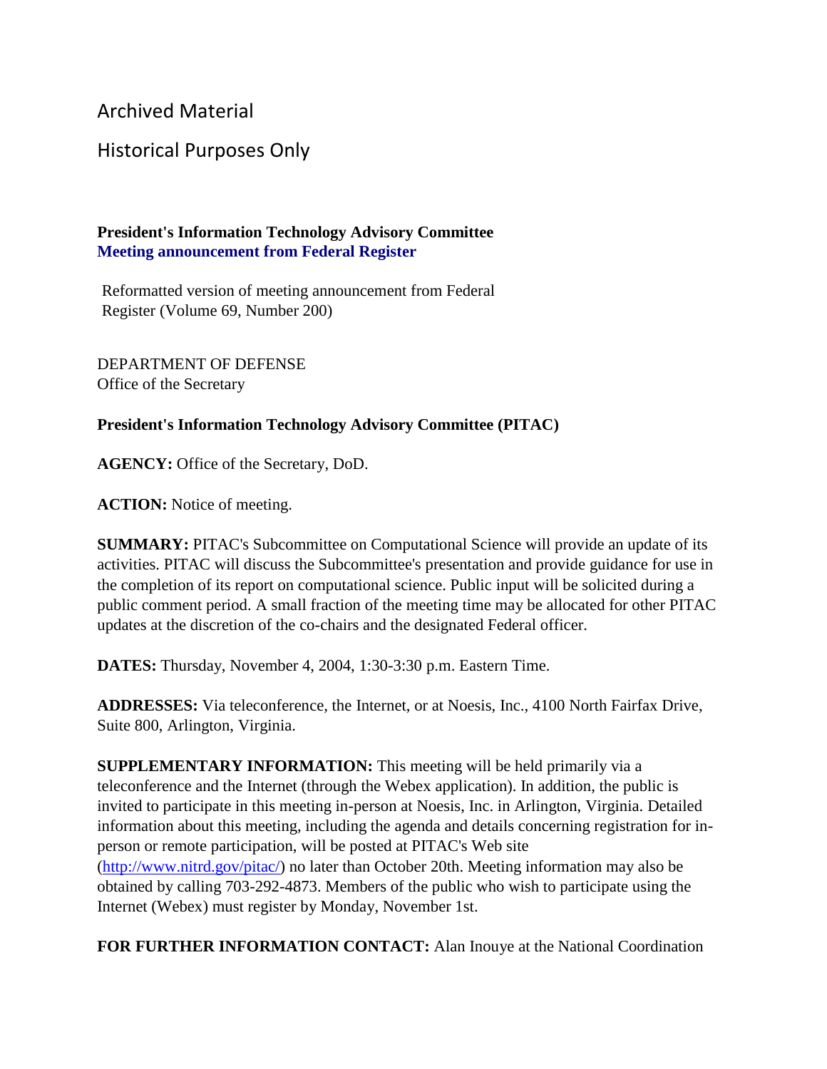Archived Material

Historical Purposes Only

**President's Information Technology Advisory Committee**
**Meeting announcement from Federal Register**

Reformatted version of meeting announcement from Federal Register (Volume 69, Number 200)

DEPARTMENT OF DEFENSE
Office of the Secretary

**President's Information Technology Advisory Committee (PITAC)**

**AGENCY:** Office of the Secretary, DoD.

**ACTION:** Notice of meeting.

**SUMMARY:** PITAC's Subcommittee on Computational Science will provide an update of its activities. PITAC will discuss the Subcommittee's presentation and provide guidance for use in the completion of its report on computational science. Public input will be solicited during a public comment period. A small fraction of the meeting time may be allocated for other PITAC updates at the discretion of the co-chairs and the designated Federal officer.

**DATES:** Thursday, November 4, 2004, 1:30-3:30 p.m. Eastern Time.

**ADDRESSES:** Via teleconference, the Internet, or at Noesis, Inc., 4100 North Fairfax Drive, Suite 800, Arlington, Virginia.

**SUPPLEMENTARY INFORMATION:** This meeting will be held primarily via a teleconference and the Internet (through the Webex application). In addition, the public is invited to participate in this meeting in-person at Noesis, Inc. in Arlington, Virginia. Detailed information about this meeting, including the agenda and details concerning registration for in-person or remote participation, will be posted at PITAC's Web site (http://www.nitrd.gov/pitac/) no later than October 20th. Meeting information may also be obtained by calling 703-292-4873. Members of the public who wish to participate using the Internet (Webex) must register by Monday, November 1st.

**FOR FURTHER INFORMATION CONTACT:** Alan Inouye at the National Coordination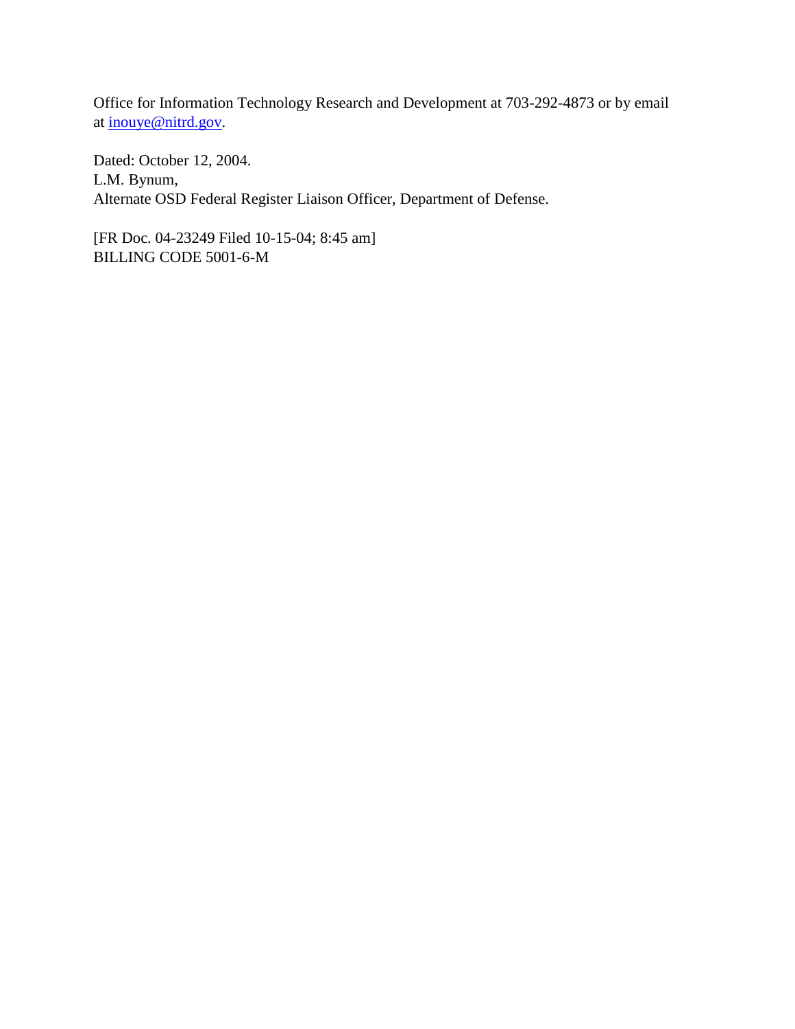Office for Information Technology Research and Development at 703-292-4873 or by email at inouye@nitrd.gov.

Dated: October 12, 2004.
L.M. Bynum,
Alternate OSD Federal Register Liaison Officer, Department of Defense.

[FR Doc. 04-23249 Filed 10-15-04; 8:45 am]
BILLING CODE 5001-6-M